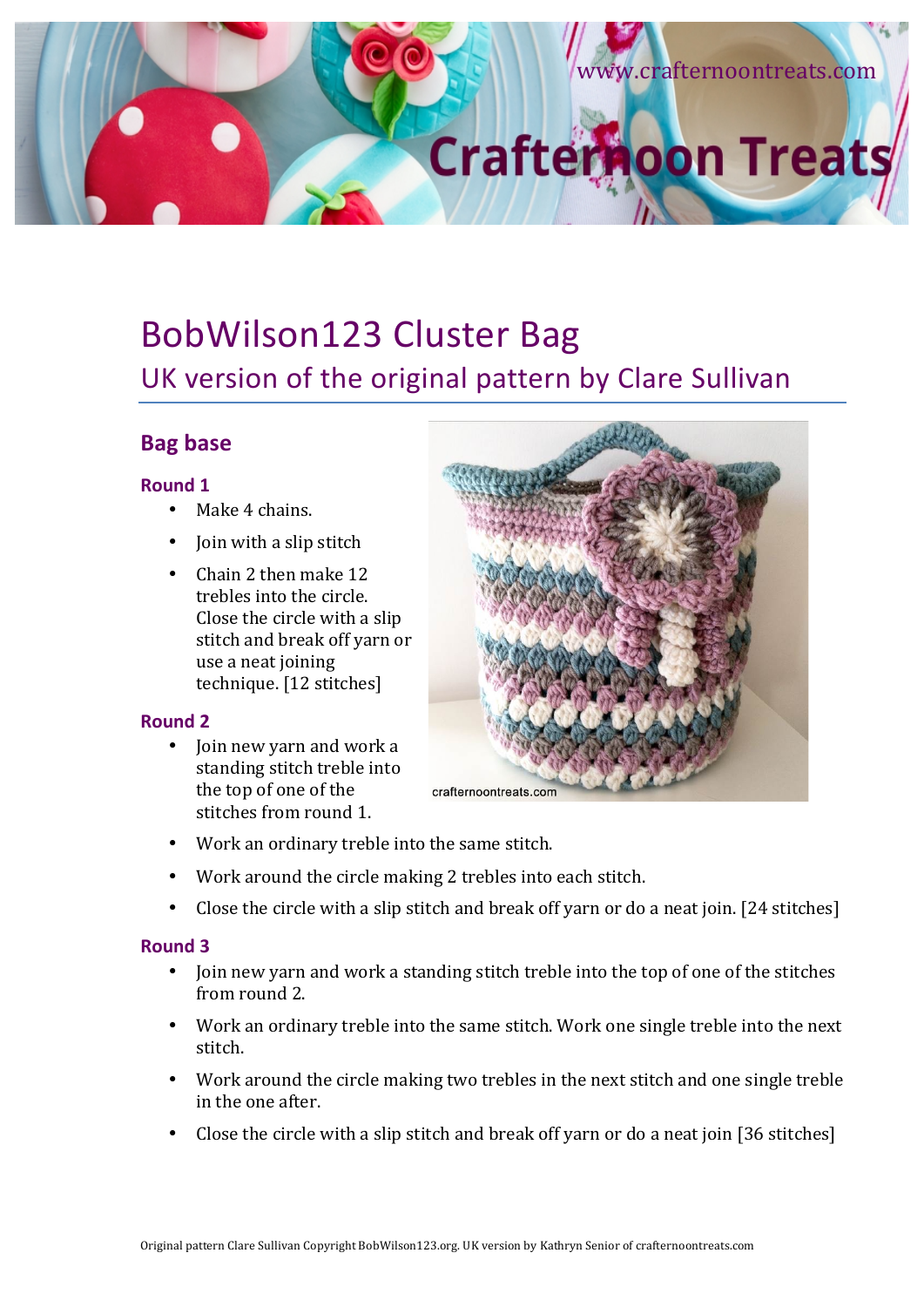# BobWilson123 Cluster Bag

## UK version of the original pattern by Clare Sullivan

### Bag base

#### Round 1

- Make 4 chains.
- Join with a slip stitch
- Chain 2 then make 12 trebles into the circle. Close the circle with a slip stitch and break off yarn or use a neat joining technique. [12 stitches]

#### Round 2

- Join new yarn and work a standing stitch treble into the top of one of the stitches from round 1.
- Work an ordinary treble into the same stitch.
- Work around the circle making 2 trebles into each stitch.
- Close the circle with a slip stitch and break off yarn or do a neat join. [24 stitches]

#### Round 3

- Join new yarn and work a standing stitch treble into the top of one of the stitches from round 2.
- Work an ordinary treble into the same stitch. Work one single treble into the next stitch.
- Work around the circle making two trebles in the next stitch and one single treble in the one after.
- Close the circle with a slip stitch and break off yarn or do a neat join [36 stitches]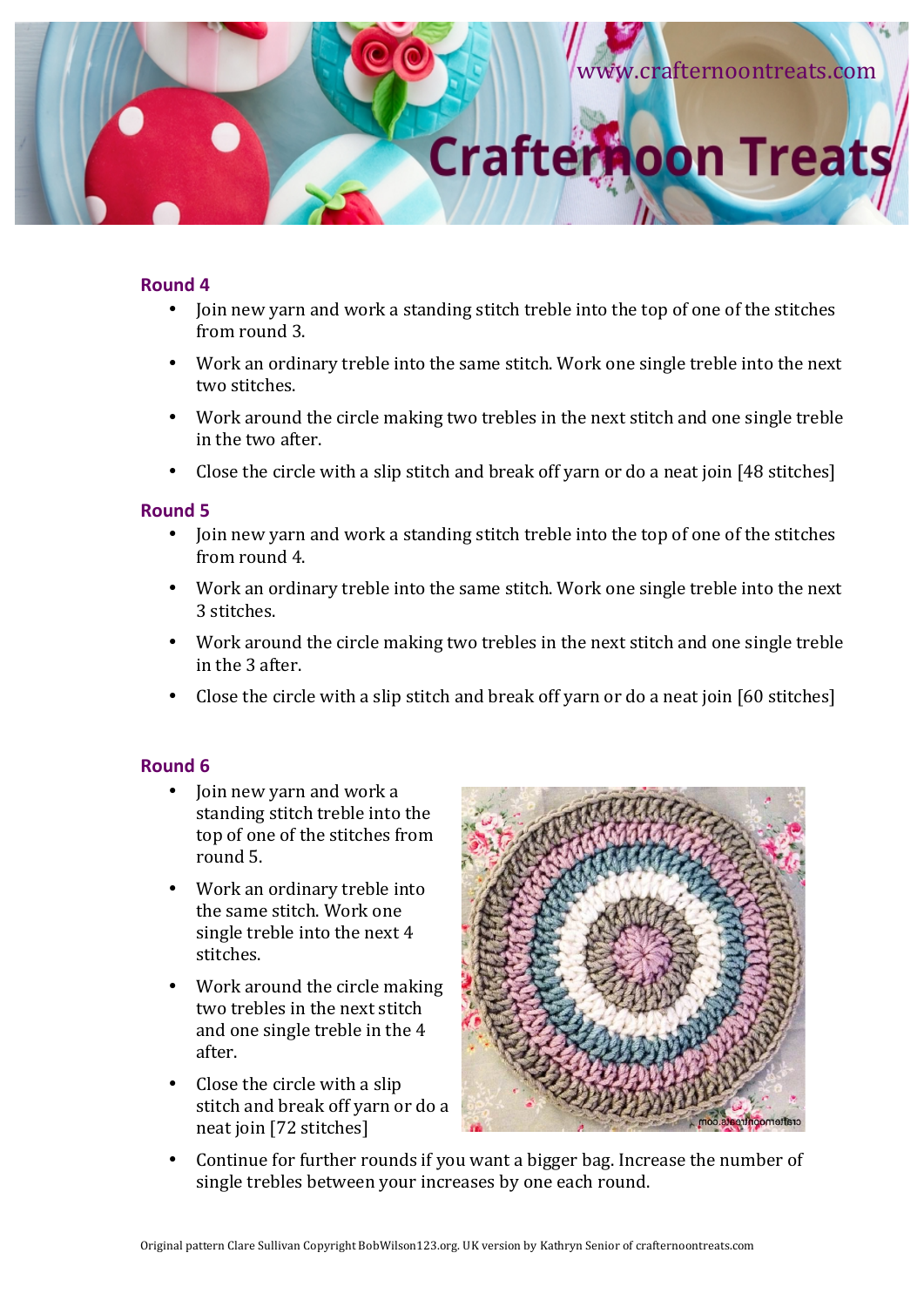### Round 4

- Join new yarn and work a standing stitch treble into the top of one of the stitches from round 3.
- Work an ordinary treble into the same stitch. Work one single treble into the next two stitches.
- Work around the circle making two trebles in the next stitch and one single treble in the two after.
- Close the circle with a slip stitch and break off yarn or do a neat join [48 stitches]

### Round 5

- Join new yarn and work a standing stitch treble into the top of one of the stitches from round 4.
- Work an ordinary treble into the same stitch. Work one single treble into the next 3 stitches.
- Work around the circle making two trebles in the next stitch and one single treble in the 3 after.
- Close the circle with a slip stitch and break off yarn or do a neat join [60 stitches]

### Round 6

- Join new yarn and work a standing stitch treble into the top of one of the stitches from round 5.
- Work an ordinary treble into the same stitch. Work one single treble into the next 4 stitches.
- Work around the circle making two trebles in the next stitch and one single treble in the 4 after.
- Close the circle with a slip stitch and break off yarn or do a neat join [72 stitches]
- Continue for further rounds if you want a bigger bag. Increase the number of single trebles between your increases by one each round.

Original pattern Clare Sullivan Copyright BobWilson123.org. UK version by Kathryn Senior of crafternoontreats.com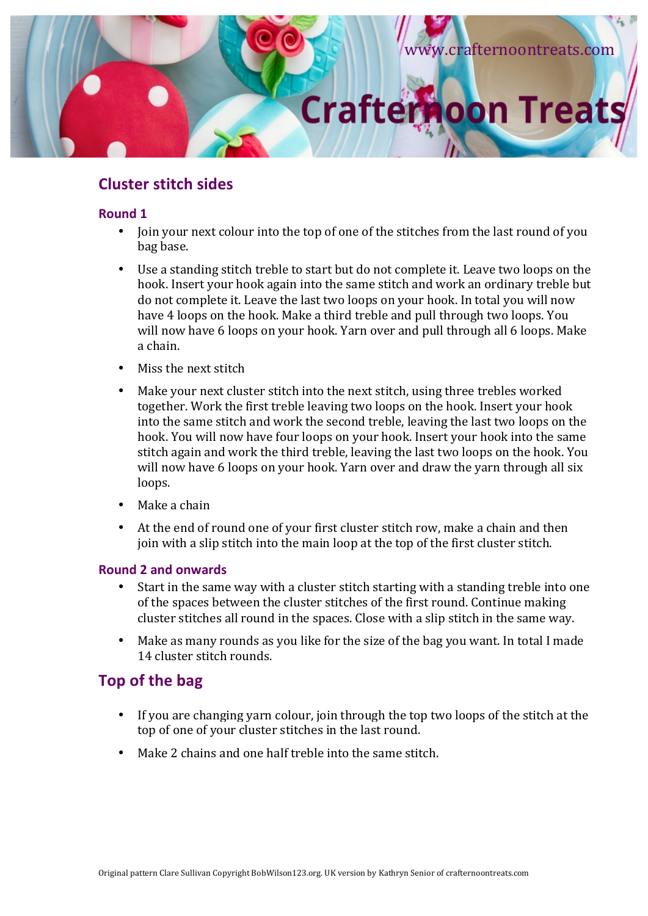## Cluster stitch sides

### Round 1

- Join your next colour into the top of one of the stitches from the last round of you bag base.
- Use a standing stitch treble to start but do not complete it. Leave two loops on the hook. Insert your hook again into the same stitch and work an ordinary treble but do not complete it. Leave the last two loops on your hook. In total you will now have 4 loops on the hook. Make a third treble and pull through two loops. You will now have 6 loops on your hook. Yarn over and pull through all 6 loops. Make a chain.
- Miss the next stitch
- Make your next cluster stitch into the next stitch, using three trebles worked together. Work the first treble leaving two loops on the hook. Insert your hook into the same stitch and work the second treble, leaving the last two loops on the hook. You will now have four loops on your hook. Insert your hook into the same stitch again and work the third treble, leaving the last two loops on the hook. You will now have 6 loops on your hook. Yarn over and draw the yarn through all six loops.
- Make a chain
- At the end of round one of your first cluster stitch row, make a chain and then join with a slip stitch into the main loop at the top of the first cluster stitch.

### Round 2 and onwards

- Start in the same way with a cluster stitch starting with a standing treble into one of the spaces between the cluster stitches of the first round. Continue making cluster stitches all round in the spaces. Close with a slip stitch in the same way.
- Make as many rounds as you like for the size of the bag you want. In total I made 14 cluster stitch rounds.

## Top of the bag

- If you are changing yarn colour, join through the top two loops of the stitch at the top of one of your cluster stitches in the last round.
- Make 2 chains and one half treble into the same stitch.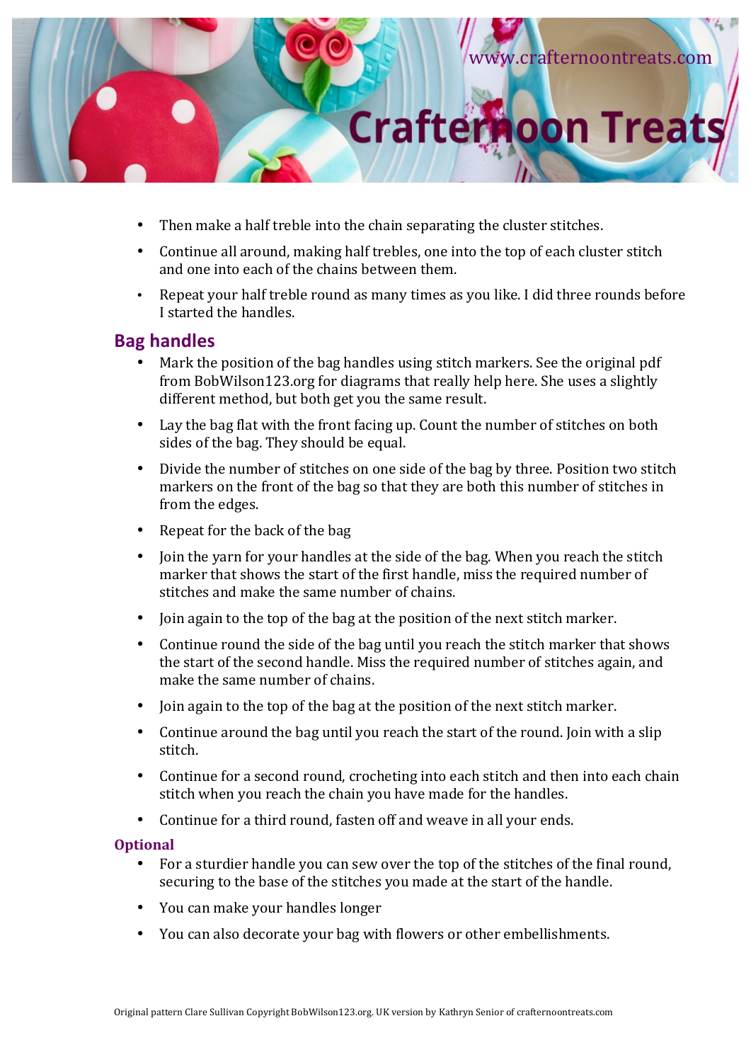- Then make a half treble into the chain separating the cluster stitches.
- Continue all around, making half trebles, one into the top of each cluster stitch and one into each of the chains between them.
- Repeat your half treble round as many times as you like. I did three rounds before I started the handles.

## Bag handles

- Mark the position of the bag handles using stitch markers. See the original pdf from BobWilson123.org for diagrams that really help here. She uses a slightly different method, but both get you the same result.
- Lay the bag flat with the front facing up. Count the number of stitches on both sides of the bag. They should be equal.
- Divide the number of stitches on one side of the bag by three. Position two stitch markers on the front of the bag so that they are both this number of stitches in from the edges.
- Repeat for the back of the bag
- Join the yarn for your handles at the side of the bag. When you reach the stitch marker that shows the start of the first handle, miss the required number of stitches and make the same number of chains.
- Join again to the top of the bag at the position of the next stitch marker.
- Continue round the side of the bag until you reach the stitch marker that shows the start of the second handle. Miss the required number of stitches again, and make the same number of chains.
- Join again to the top of the bag at the position of the next stitch marker.
- Continue around the bag until you reach the start of the round. Join with a slip stitch.
- Continue for a second round, crocheting into each stitch and then into each chain stitch when you reach the chain you have made for the handles.
- Continue for a third round, fasten off and weave in all your ends.

### Optional

- For a sturdier handle you can sew over the top of the stitches of the final round, securing to the base of the stitches you made at the start of the handle.
- You can make your handles longer
- You can also decorate your bag with flowers or other embellishments.